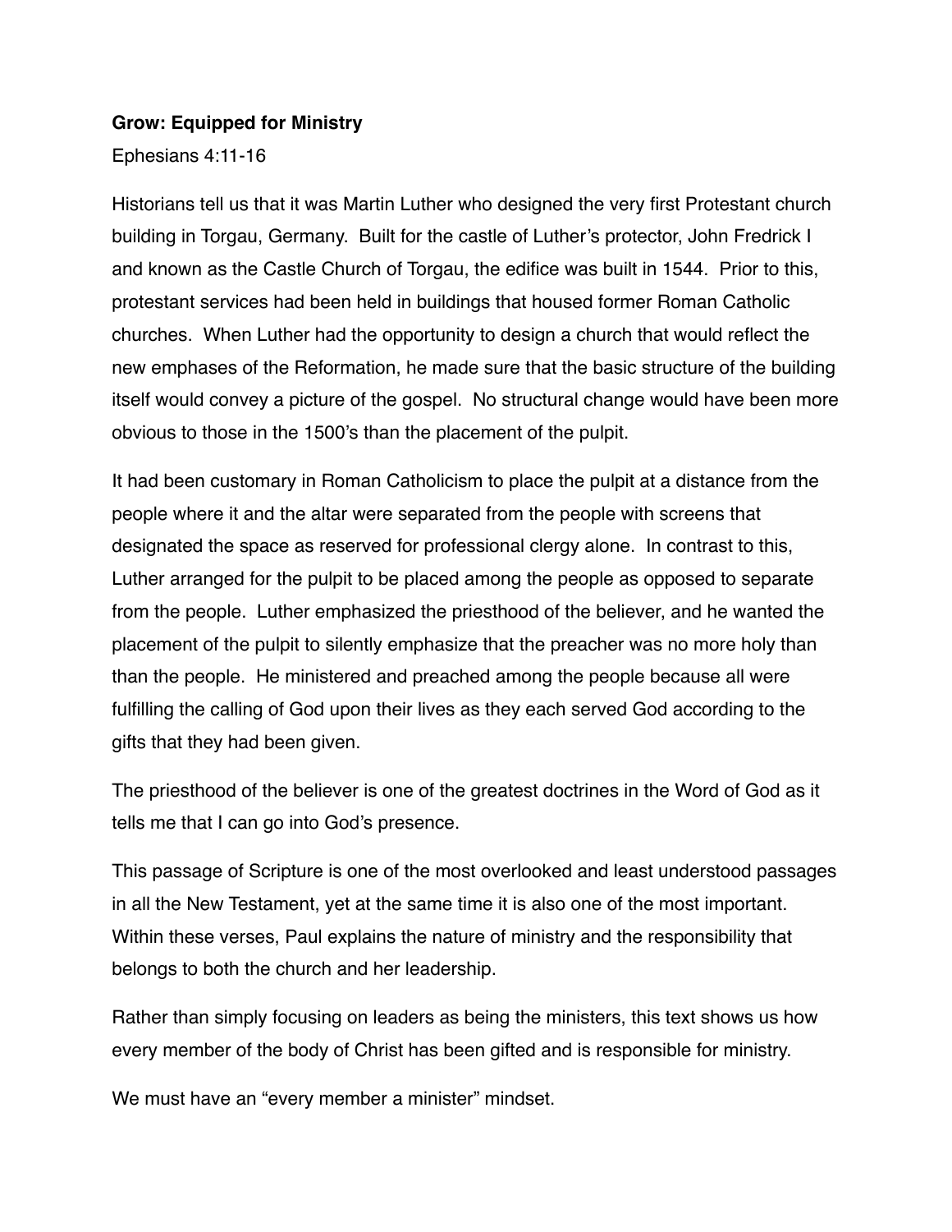**Grow: Equipped for Ministry**

Ephesians 4:11-16

Historians tell us that it was Martin Luther who designed the very first Protestant church building in Torgau, Germany. Built for the castle of Luther's protector, John Fredrick I and known as the Castle Church of Torgau, the edifice was built in 1544. Prior to this, protestant services had been held in buildings that housed former Roman Catholic churches. When Luther had the opportunity to design a church that would reflect the new emphases of the Reformation, he made sure that the basic structure of the building itself would convey a picture of the gospel. No structural change would have been more obvious to those in the 1500's than the placement of the pulpit.

It had been customary in Roman Catholicism to place the pulpit at a distance from the people where it and the altar were separated from the people with screens that designated the space as reserved for professional clergy alone. In contrast to this, Luther arranged for the pulpit to be placed among the people as opposed to separate from the people. Luther emphasized the priesthood of the believer, and he wanted the placement of the pulpit to silently emphasize that the preacher was no more holy than than the people. He ministered and preached among the people because all were fulfilling the calling of God upon their lives as they each served God according to the gifts that they had been given.

The priesthood of the believer is one of the greatest doctrines in the Word of God as it tells me that I can go into God's presence.

This passage of Scripture is one of the most overlooked and least understood passages in all the New Testament, yet at the same time it is also one of the most important. Within these verses, Paul explains the nature of ministry and the responsibility that belongs to both the church and her leadership.

Rather than simply focusing on leaders as being the ministers, this text shows us how every member of the body of Christ has been gifted and is responsible for ministry.

We must have an "every member a minister" mindset.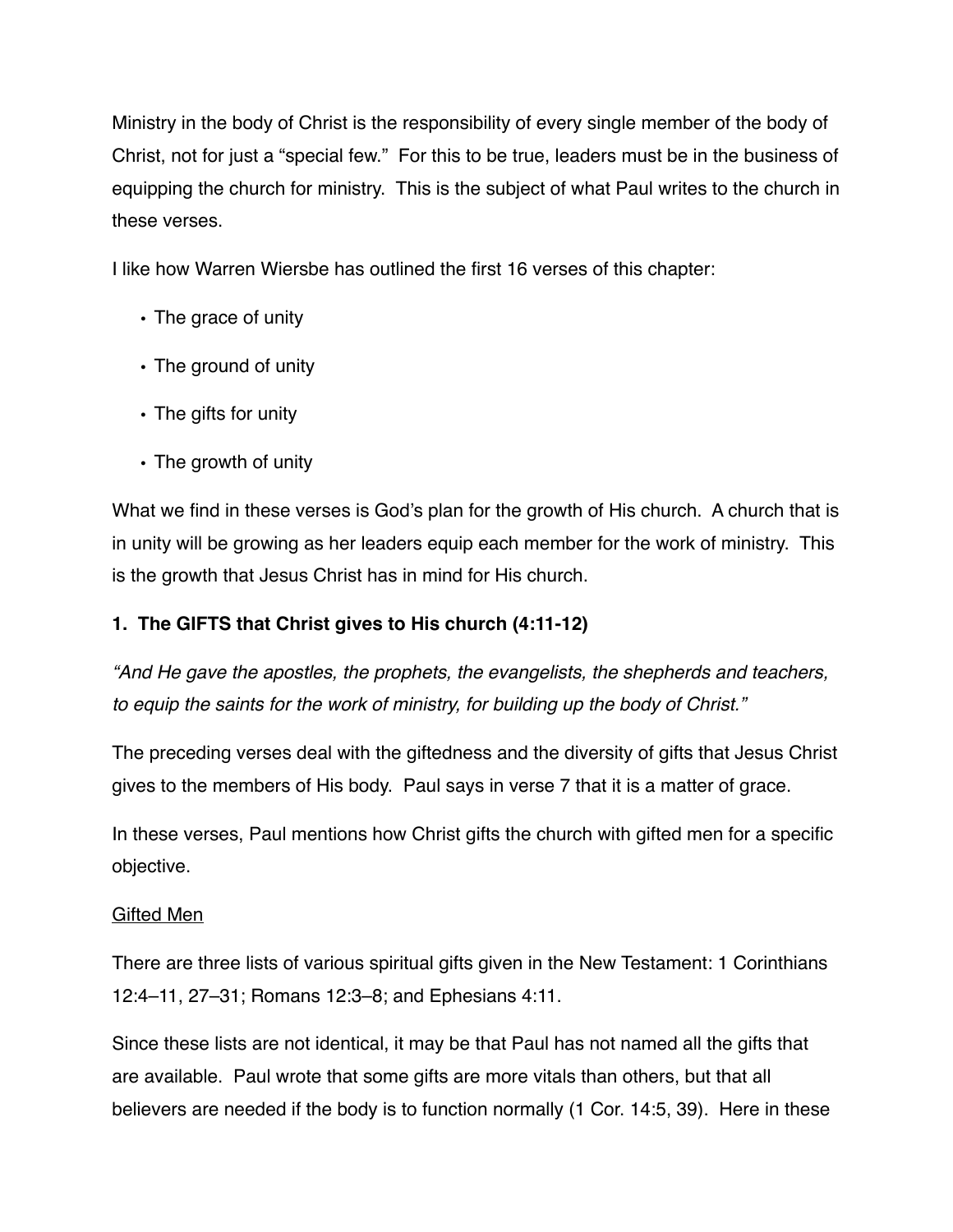Ministry in the body of Christ is the responsibility of every single member of the body of Christ, not for just a "special few." For this to be true, leaders must be in the business of equipping the church for ministry. This is the subject of what Paul writes to the church in these verses.

I like how Warren Wiersbe has outlined the first 16 verses of this chapter:

- The grace of unity
- The ground of unity
- The gifts for unity
- The growth of unity

What we find in these verses is God's plan for the growth of His church. A church that is in unity will be growing as her leaders equip each member for the work of ministry. This is the growth that Jesus Christ has in mind for His church.

**1. The GIFTS that Christ gives to His church (4:11-12)**

*"And He gave the apostles, the prophets, the evangelists, the shepherds and teachers, to equip the saints for the work of ministry, for building up the body of Christ."*

The preceding verses deal with the giftedness and the diversity of gifts that Jesus Christ gives to the members of His body. Paul says in verse 7 that it is a matter of grace.

In these verses, Paul mentions how Christ gifts the church with gifted men for a specific objective.

<u>Gifted Men</u>

There are three lists of various spiritual gifts given in the New Testament: 1 Corinthians 12:4–11, 27–31; Romans 12:3–8; and Ephesians 4:11.

Since these lists are not identical, it may be that Paul has not named all the gifts that are available. Paul wrote that some gifts are more vitals than others, but that all believers are needed if the body is to function normally (1 Cor. 14:5, 39). Here in these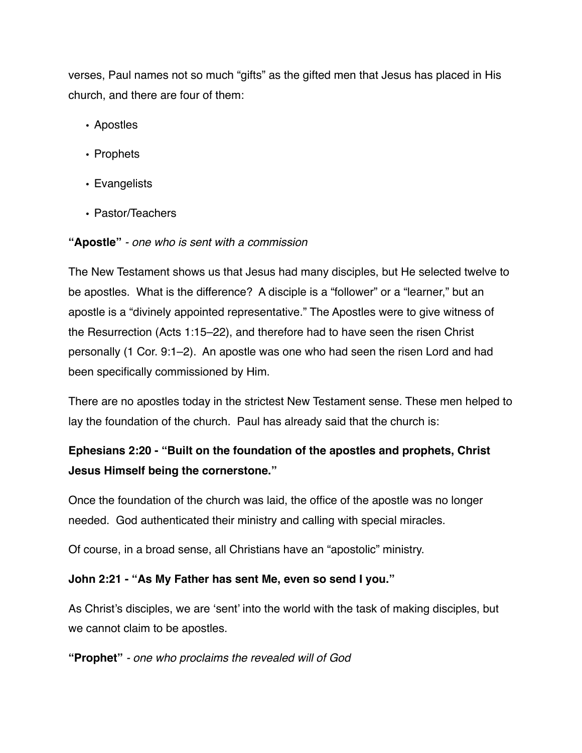verses, Paul names not so much "gifts" as the gifted men that Jesus has placed in His church, and there are four of them:

- Apostles
- Prophets
- Evangelists
- Pastor/Teachers

**"Apostle"** *- one who is sent with a commission*

The New Testament shows us that Jesus had many disciples, but He selected twelve to be apostles. What is the difference? A disciple is a "follower" or a "learner," but an apostle is a "divinely appointed representative." The Apostles were to give witness of the Resurrection (Acts 1:15–22), and therefore had to have seen the risen Christ personally (1 Cor. 9:1–2). An apostle was one who had seen the risen Lord and had been specifically commissioned by Him.

There are no apostles today in the strictest New Testament sense. These men helped to lay the foundation of the church. Paul has already said that the church is:

**Ephesians 2:20 - "Built on the foundation of the apostles and prophets, Christ Jesus Himself being the cornerstone."**

Once the foundation of the church was laid, the office of the apostle was no longer needed. God authenticated their ministry and calling with special miracles.

Of course, in a broad sense, all Christians have an "apostolic" ministry.

**John 2:21 - "As My Father has sent Me, even so send I you."**

As Christ's disciples, we are 'sent' into the world with the task of making disciples, but we cannot claim to be apostles.

**"Prophet"** *- one who proclaims the revealed will of God*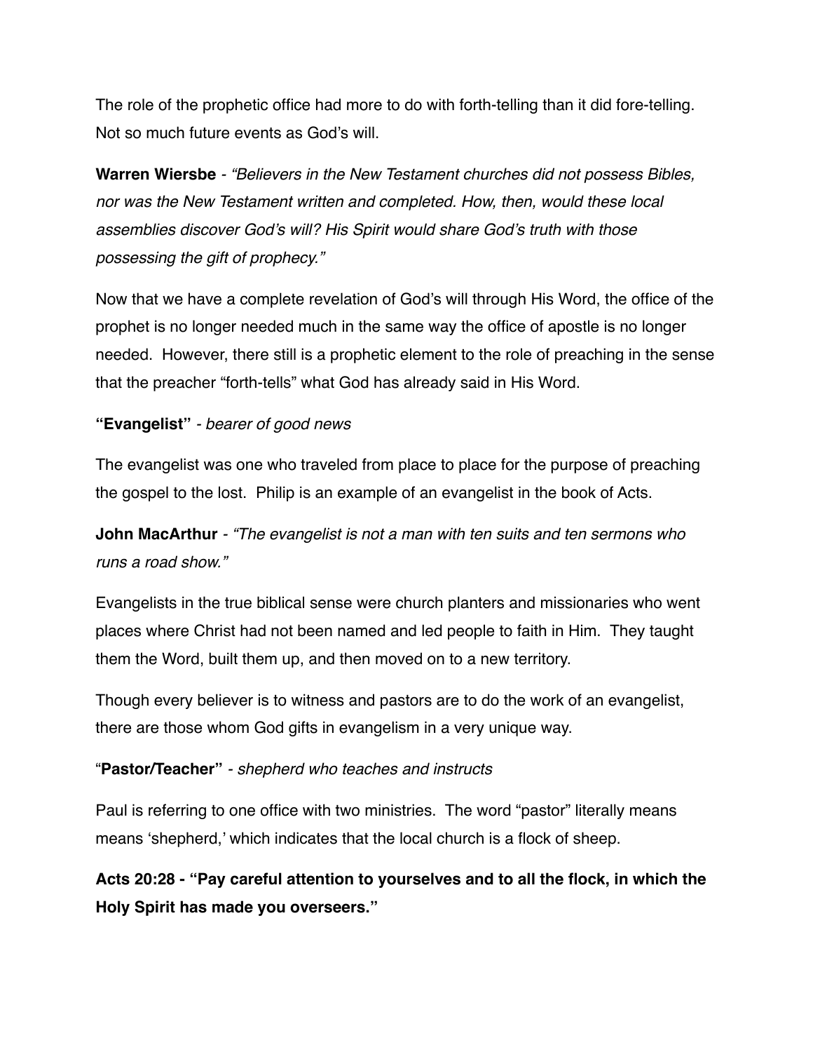The role of the prophetic office had more to do with forth-telling than it did fore-telling. Not so much future events as God's will.

**Warren Wiersbe** - *"Believers in the New Testament churches did not possess Bibles, nor was the New Testament written and completed. How, then, would these local assemblies discover God's will? His Spirit would share God's truth with those possessing the gift of prophecy."*

Now that we have a complete revelation of God's will through His Word, the office of the prophet is no longer needed much in the same way the office of apostle is no longer needed. However, there still is a prophetic element to the role of preaching in the sense that the preacher "forth-tells" what God has already said in His Word.

**"Evangelist"** - *bearer of good news*

The evangelist was one who traveled from place to place for the purpose of preaching the gospel to the lost. Philip is an example of an evangelist in the book of Acts.

**John MacArthur** - *"The evangelist is not a man with ten suits and ten sermons who runs a road show."*

Evangelists in the true biblical sense were church planters and missionaries who went places where Christ had not been named and led people to faith in Him. They taught them the Word, built them up, and then moved on to a new territory.

Though every believer is to witness and pastors are to do the work of an evangelist, there are those whom God gifts in evangelism in a very unique way.

"**Pastor/Teacher"** - *shepherd who teaches and instructs*

Paul is referring to one office with two ministries. The word "pastor" literally means means 'shepherd,' which indicates that the local church is a flock of sheep.

**Acts 20:28 - "Pay careful attention to yourselves and to all the flock, in which the Holy Spirit has made you overseers."**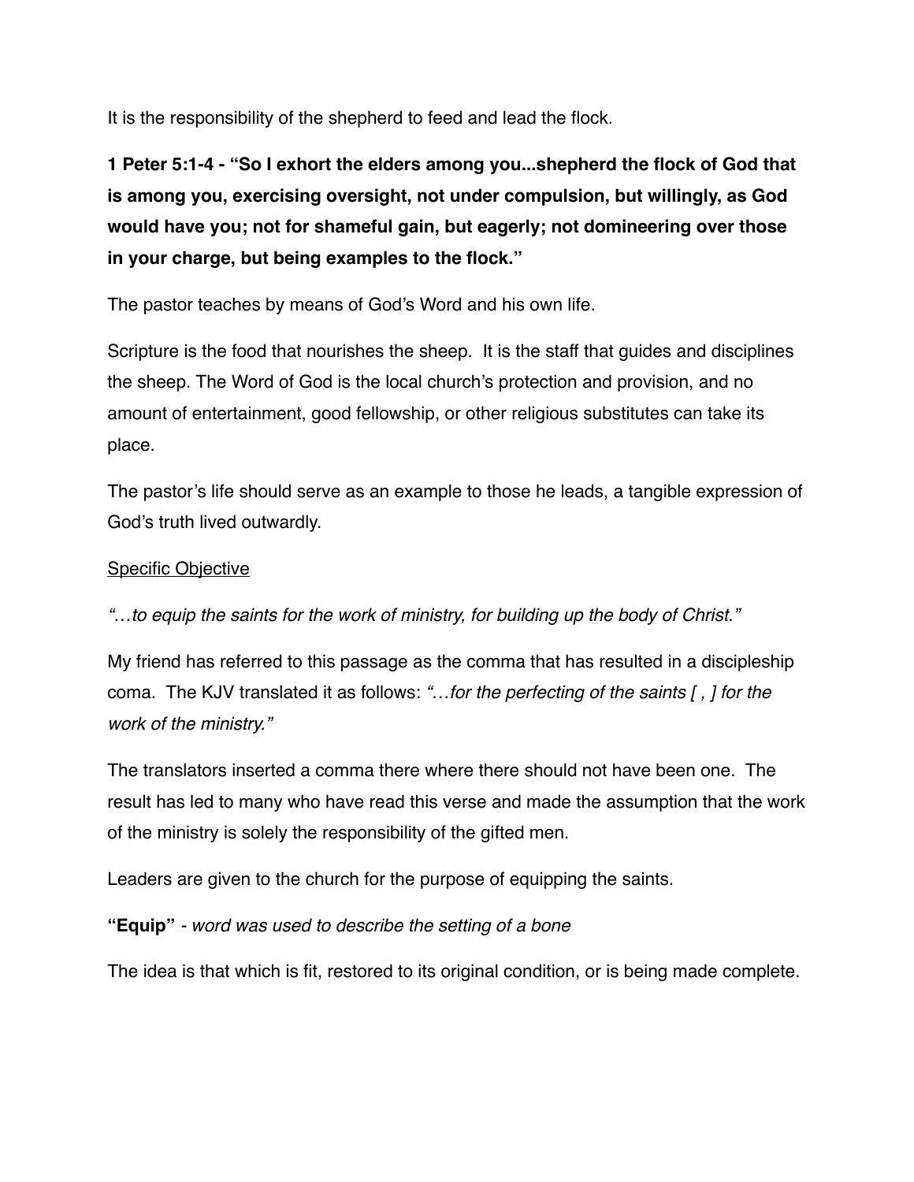It is the responsibility of the shepherd to feed and lead the flock.

**1 Peter 5:1-4 - "So I exhort the elders among you...shepherd the flock of God that is among you, exercising oversight, not under compulsion, but willingly, as God would have you; not for shameful gain, but eagerly; not domineering over those in your charge, but being examples to the flock."**

The pastor teaches by means of God's Word and his own life.

Scripture is the food that nourishes the sheep. It is the staff that guides and disciplines the sheep. The Word of God is the local church's protection and provision, and no amount of entertainment, good fellowship, or other religious substitutes can take its place.

The pastor's life should serve as an example to those he leads, a tangible expression of God's truth lived outwardly.

<u>Specific Objective</u>

*"…to equip the saints for the work of ministry, for building up the body of Christ."*

My friend has referred to this passage as the comma that has resulted in a discipleship coma. The KJV translated it as follows: *"…for the perfecting of the saints [ , ] for the work of the ministry."*

The translators inserted a comma there where there should not have been one. The result has led to many who have read this verse and made the assumption that the work of the ministry is solely the responsibility of the gifted men.

Leaders are given to the church for the purpose of equipping the saints.

**"Equip"** *- word was used to describe the setting of a bone*

The idea is that which is fit, restored to its original condition, or is being made complete.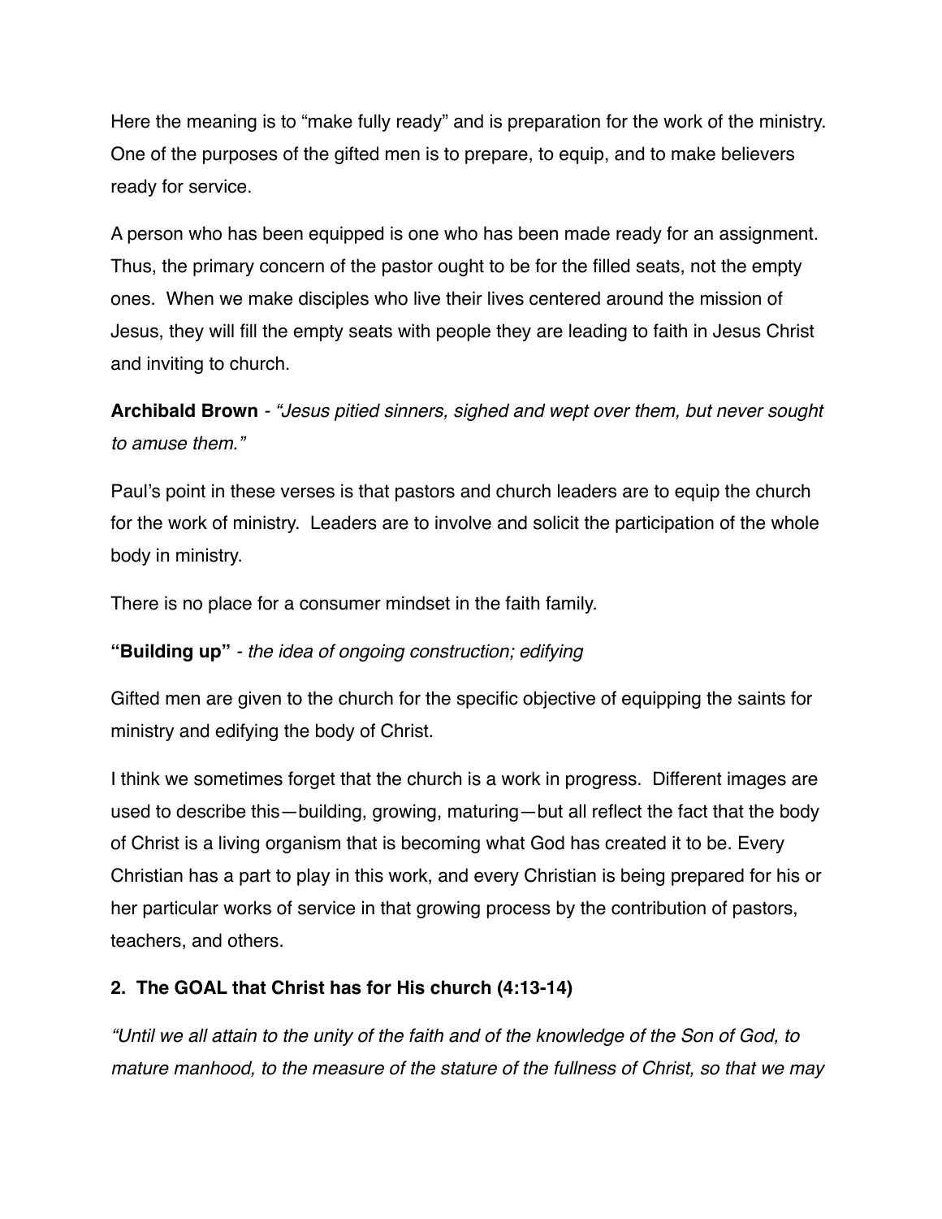Here the meaning is to "make fully ready" and is preparation for the work of the ministry. One of the purposes of the gifted men is to prepare, to equip, and to make believers ready for service.

A person who has been equipped is one who has been made ready for an assignment. Thus, the primary concern of the pastor ought to be for the filled seats, not the empty ones. When we make disciples who live their lives centered around the mission of Jesus, they will fill the empty seats with people they are leading to faith in Jesus Christ and inviting to church.

**Archibald Brown** - *"Jesus pitied sinners, sighed and wept over them, but never sought to amuse them."*

Paul's point in these verses is that pastors and church leaders are to equip the church for the work of ministry. Leaders are to involve and solicit the participation of the whole body in ministry.

There is no place for a consumer mindset in the faith family.

**"Building up"** - *the idea of ongoing construction; edifying*

Gifted men are given to the church for the specific objective of equipping the saints for ministry and edifying the body of Christ.

I think we sometimes forget that the church is a work in progress. Different images are used to describe this—building, growing, maturing—but all reflect the fact that the body of Christ is a living organism that is becoming what God has created it to be. Every Christian has a part to play in this work, and every Christian is being prepared for his or her particular works of service in that growing process by the contribution of pastors, teachers, and others.

**2. The GOAL that Christ has for His church (4:13-14)**

*"Until we all attain to the unity of the faith and of the knowledge of the Son of God, to mature manhood, to the measure of the stature of the fullness of Christ, so that we may*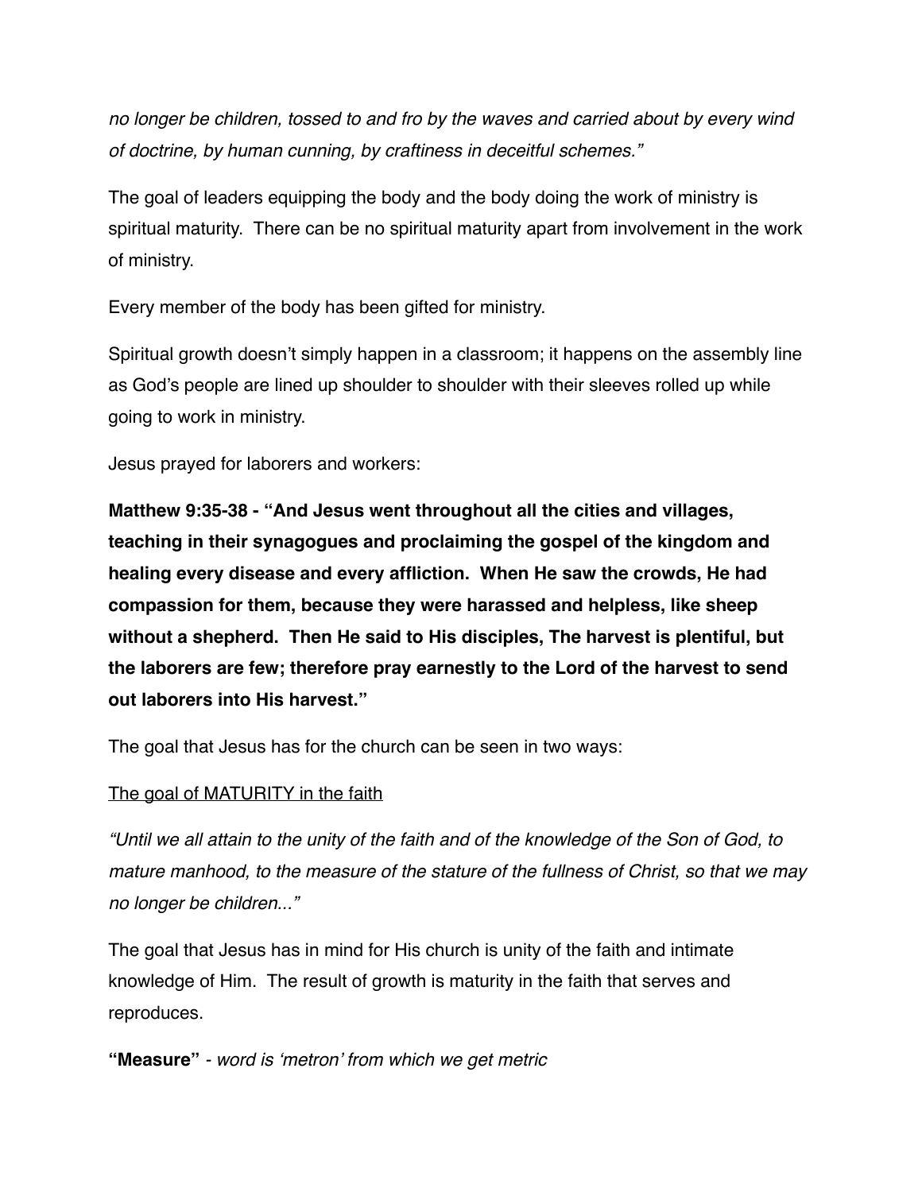*no longer be children, tossed to and fro by the waves and carried about by every wind of doctrine, by human cunning, by craftiness in deceitful schemes."*

The goal of leaders equipping the body and the body doing the work of ministry is spiritual maturity. There can be no spiritual maturity apart from involvement in the work of ministry.

Every member of the body has been gifted for ministry.

Spiritual growth doesn't simply happen in a classroom; it happens on the assembly line as God's people are lined up shoulder to shoulder with their sleeves rolled up while going to work in ministry.

Jesus prayed for laborers and workers:

**Matthew 9:35-38 - "And Jesus went throughout all the cities and villages, teaching in their synagogues and proclaiming the gospel of the kingdom and healing every disease and every affliction. When He saw the crowds, He had compassion for them, because they were harassed and helpless, like sheep without a shepherd. Then He said to His disciples, The harvest is plentiful, but the laborers are few; therefore pray earnestly to the Lord of the harvest to send out laborers into His harvest."**

The goal that Jesus has for the church can be seen in two ways:

<u>The goal of MATURITY in the faith</u>

*"Until we all attain to the unity of the faith and of the knowledge of the Son of God, to mature manhood, to the measure of the stature of the fullness of Christ, so that we may no longer be children..."*

The goal that Jesus has in mind for His church is unity of the faith and intimate knowledge of Him. The result of growth is maturity in the faith that serves and reproduces.

**"Measure"** *- word is 'metron' from which we get metric*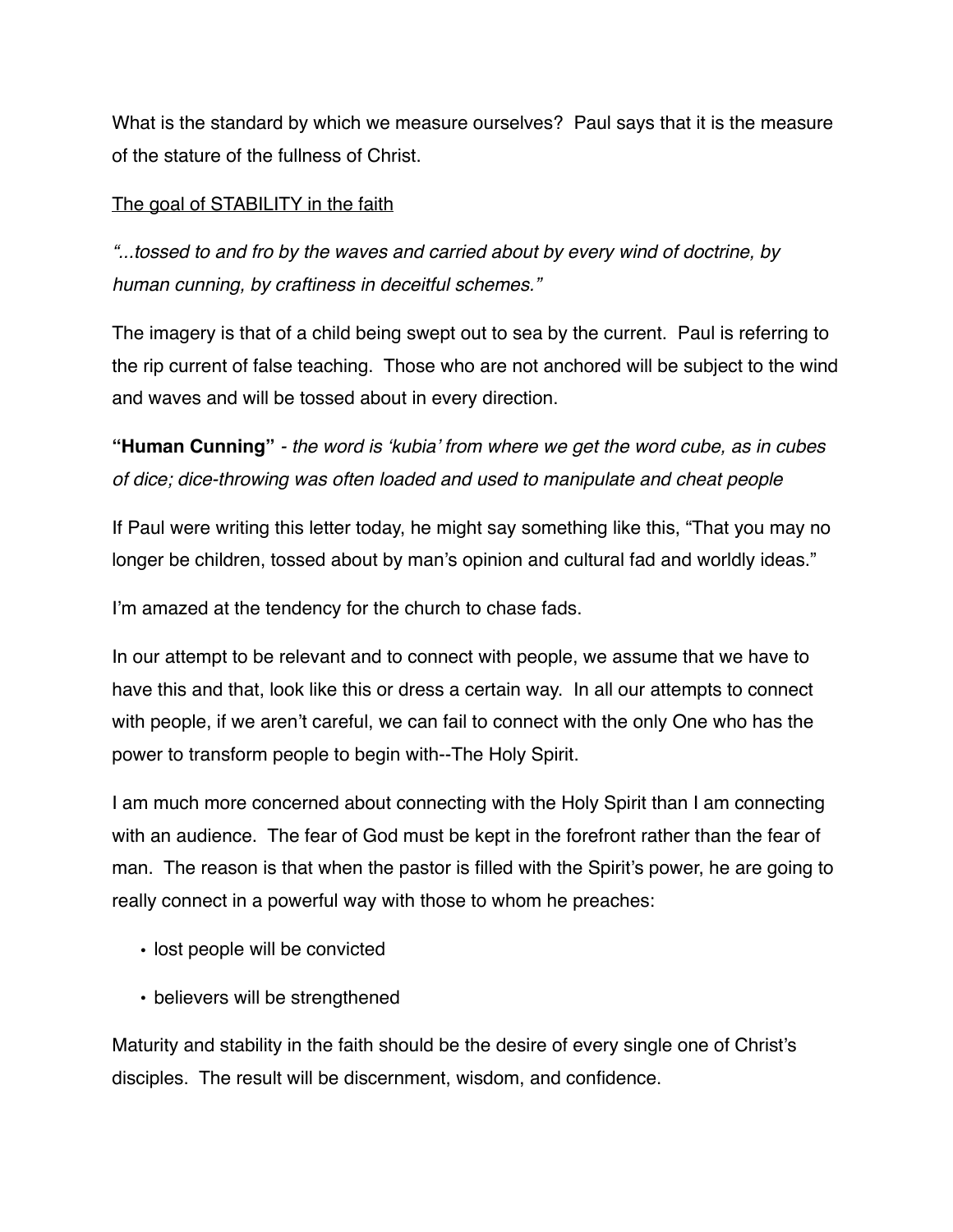What is the standard by which we measure ourselves? Paul says that it is the measure of the stature of the fullness of Christ.

<u>The goal of STABILITY in the faith</u>

*"...tossed to and fro by the waves and carried about by every wind of doctrine, by human cunning, by craftiness in deceitful schemes."*

The imagery is that of a child being swept out to sea by the current. Paul is referring to the rip current of false teaching. Those who are not anchored will be subject to the wind and waves and will be tossed about in every direction.

**"Human Cunning"** - *the word is 'kubia' from where we get the word cube, as in cubes of dice; dice-throwing was often loaded and used to manipulate and cheat people*

If Paul were writing this letter today, he might say something like this, "That you may no longer be children, tossed about by man's opinion and cultural fad and worldly ideas."

I'm amazed at the tendency for the church to chase fads.

In our attempt to be relevant and to connect with people, we assume that we have to have this and that, look like this or dress a certain way. In all our attempts to connect with people, if we aren't careful, we can fail to connect with the only One who has the power to transform people to begin with--The Holy Spirit.

I am much more concerned about connecting with the Holy Spirit than I am connecting with an audience. The fear of God must be kept in the forefront rather than the fear of man. The reason is that when the pastor is filled with the Spirit's power, he are going to really connect in a powerful way with those to whom he preaches:

- lost people will be convicted
- believers will be strengthened

Maturity and stability in the faith should be the desire of every single one of Christ's disciples. The result will be discernment, wisdom, and confidence.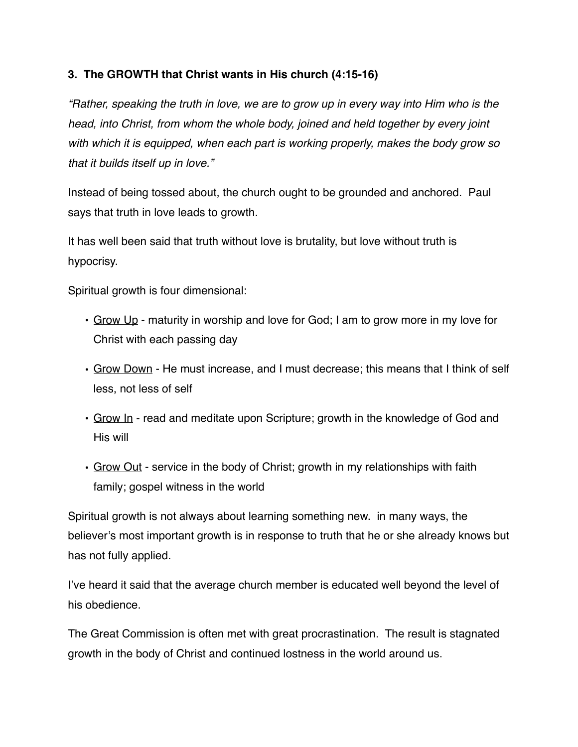**3. The GROWTH that Christ wants in His church (4:15-16)**

*"Rather, speaking the truth in love, we are to grow up in every way into Him who is the head, into Christ, from whom the whole body, joined and held together by every joint with which it is equipped, when each part is working properly, makes the body grow so that it builds itself up in love."*

Instead of being tossed about, the church ought to be grounded and anchored. Paul says that truth in love leads to growth.

It has well been said that truth without love is brutality, but love without truth is hypocrisy.

Spiritual growth is four dimensional:

- <u>Grow Up</u> - maturity in worship and love for God; I am to grow more in my love for Christ with each passing day
- <u>Grow Down</u> - He must increase, and I must decrease; this means that I think of self less, not less of self
- <u>Grow In</u> - read and meditate upon Scripture; growth in the knowledge of God and His will
- <u>Grow Out</u> - service in the body of Christ; growth in my relationships with faith family; gospel witness in the world

Spiritual growth is not always about learning something new. in many ways, the believer's most important growth is in response to truth that he or she already knows but has not fully applied.

I've heard it said that the average church member is educated well beyond the level of his obedience.

The Great Commission is often met with great procrastination. The result is stagnated growth in the body of Christ and continued lostness in the world around us.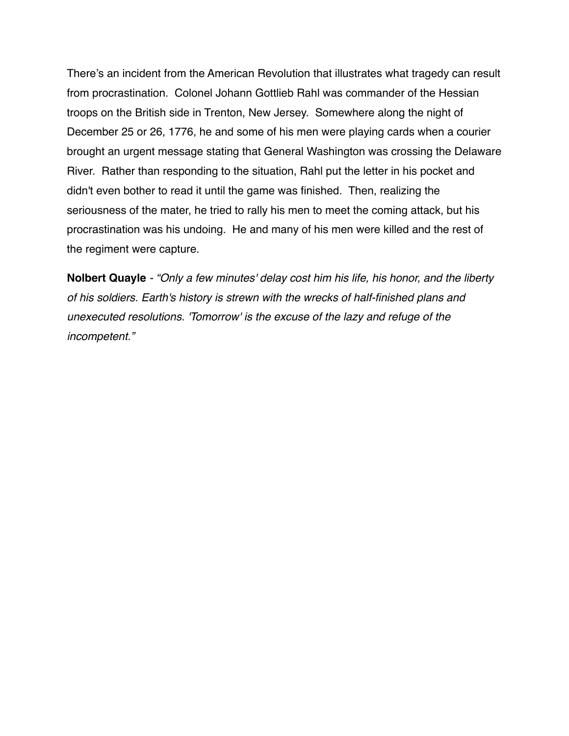There's an incident from the American Revolution that illustrates what tragedy can result from procrastination. Colonel Johann Gottlieb Rahl was commander of the Hessian troops on the British side in Trenton, New Jersey. Somewhere along the night of December 25 or 26, 1776, he and some of his men were playing cards when a courier brought an urgent message stating that General Washington was crossing the Delaware River. Rather than responding to the situation, Rahl put the letter in his pocket and didn't even bother to read it until the game was finished. Then, realizing the seriousness of the mater, he tried to rally his men to meet the coming attack, but his procrastination was his undoing. He and many of his men were killed and the rest of the regiment were capture.

**Nolbert Quayle** - *"Only a few minutes' delay cost him his life, his honor, and the liberty of his soldiers. Earth's history is strewn with the wrecks of half-finished plans and unexecuted resolutions. 'Tomorrow' is the excuse of the lazy and refuge of the incompetent."*